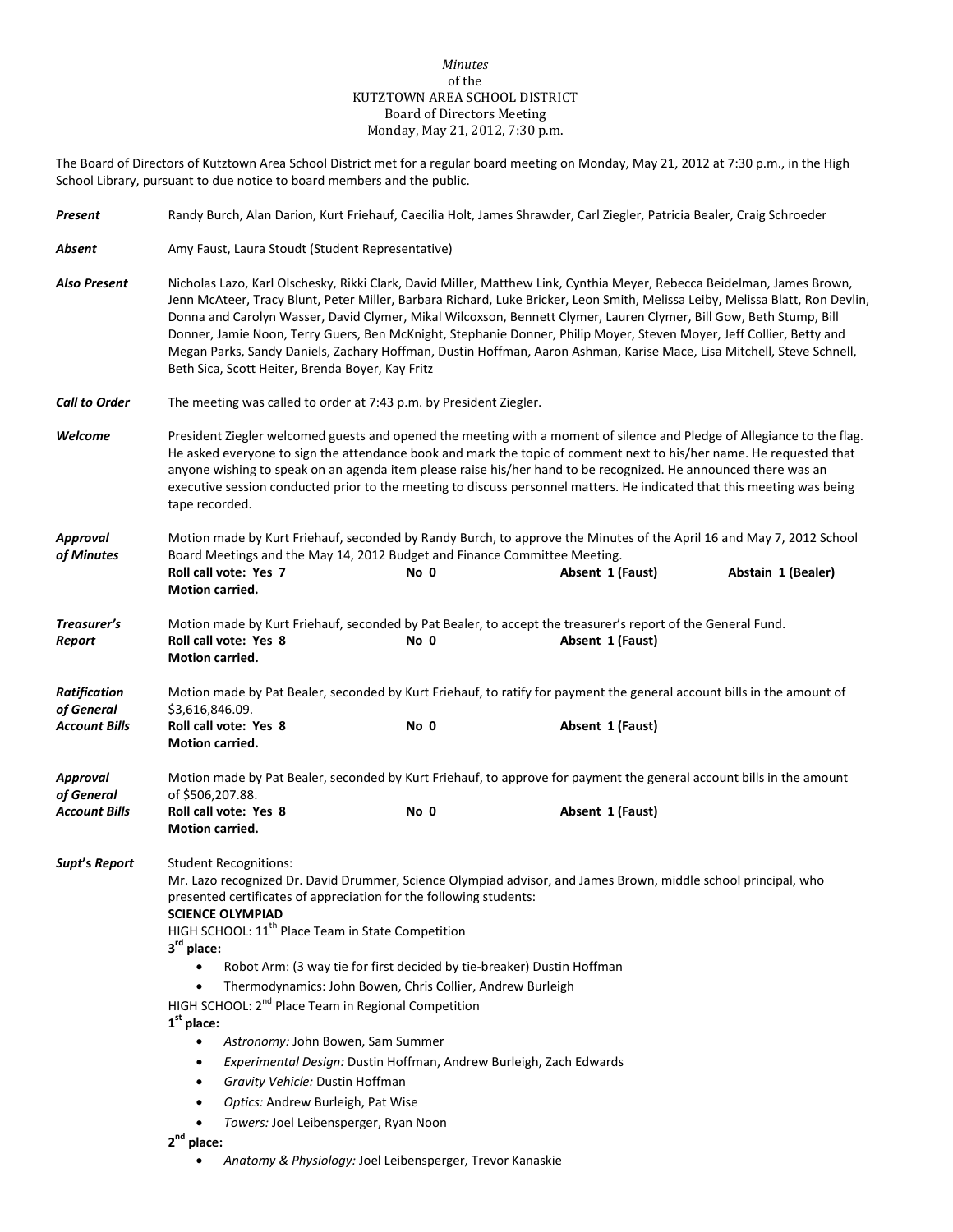*Minutes*
of the
KUTZTOWN AREA SCHOOL DISTRICT
Board of Directors Meeting
Monday, May 21, 2012, 7:30 p.m.

The Board of Directors of Kutztown Area School District met for a regular board meeting on Monday, May 21, 2012 at 7:30 p.m., in the High School Library, pursuant to due notice to board members and the public.

***Present*** Randy Burch, Alan Darion, Kurt Friehauf, Caecilia Holt, James Shrawder, Carl Ziegler, Patricia Bealer, Craig Schroeder

***Absent*** Amy Faust, Laura Stoudt (Student Representative)

***Also Present*** Nicholas Lazo, Karl Olschesky, Rikki Clark, David Miller, Matthew Link, Cynthia Meyer, Rebecca Beidelman, James Brown, Jenn McAteer, Tracy Blunt, Peter Miller, Barbara Richard, Luke Bricker, Leon Smith, Melissa Leiby, Melissa Blatt, Ron Devlin, Donna and Carolyn Wasser, David Clymer, Mikal Wilcoxson, Bennett Clymer, Lauren Clymer, Bill Gow, Beth Stump, Bill Donner, Jamie Noon, Terry Guers, Ben McKnight, Stephanie Donner, Philip Moyer, Steven Moyer, Jeff Collier, Betty and Megan Parks, Sandy Daniels, Zachary Hoffman, Dustin Hoffman, Aaron Ashman, Karise Mace, Lisa Mitchell, Steve Schnell, Beth Sica, Scott Heiter, Brenda Boyer, Kay Fritz

***Call to Order*** The meeting was called to order at 7:43 p.m. by President Ziegler.

***Welcome*** President Ziegler welcomed guests and opened the meeting with a moment of silence and Pledge of Allegiance to the flag. He asked everyone to sign the attendance book and mark the topic of comment next to his/her name. He requested that anyone wishing to speak on an agenda item please raise his/her hand to be recognized. He announced there was an executive session conducted prior to the meeting to discuss personnel matters. He indicated that this meeting was being tape recorded.

***Approval of Minutes*** Motion made by Kurt Friehauf, seconded by Randy Burch, to approve the Minutes of the April 16 and May 7, 2012 School Board Meetings and the May 14, 2012 Budget and Finance Committee Meeting.
**Roll call vote: Yes 7** **No 0** **Absent 1 (Faust)** **Abstain 1 (Bealer)**
**Motion carried.**

***Treasurer's Report*** Motion made by Kurt Friehauf, seconded by Pat Bealer, to accept the treasurer's report of the General Fund.
**Roll call vote: Yes 8** **No 0** **Absent 1 (Faust)**
**Motion carried.**

***Ratification of General Account Bills*** Motion made by Pat Bealer, seconded by Kurt Friehauf, to ratify for payment the general account bills in the amount of $3,616,846.09.
**Roll call vote: Yes 8** **No 0** **Absent 1 (Faust)**
**Motion carried.**

***Approval of General Account Bills*** Motion made by Pat Bealer, seconded by Kurt Friehauf, to approve for payment the general account bills in the amount of $506,207.88.
**Roll call vote: Yes 8** **No 0** **Absent 1 (Faust)**
**Motion carried.**

***Supt's Report*** Student Recognitions:
Mr. Lazo recognized Dr. David Drummer, Science Olympiad advisor, and James Brown, middle school principal, who presented certificates of appreciation for the following students:

**SCIENCE OLYMPIAD**

HIGH SCHOOL: 11th Place Team in State Competition

**3rd place:**

- Robot Arm: (3 way tie for first decided by tie-breaker) Dustin Hoffman
- Thermodynamics: John Bowen, Chris Collier, Andrew Burleigh

HIGH SCHOOL: 2nd Place Team in Regional Competition

**1st place:**

- *Astronomy:* John Bowen, Sam Summer
- *Experimental Design:* Dustin Hoffman, Andrew Burleigh, Zach Edwards
- *Gravity Vehicle:* Dustin Hoffman
- *Optics:* Andrew Burleigh, Pat Wise
- *Towers:* Joel Leibensperger, Ryan Noon

**2nd place:**

- *Anatomy & Physiology:* Joel Leibensperger, Trevor Kanaskie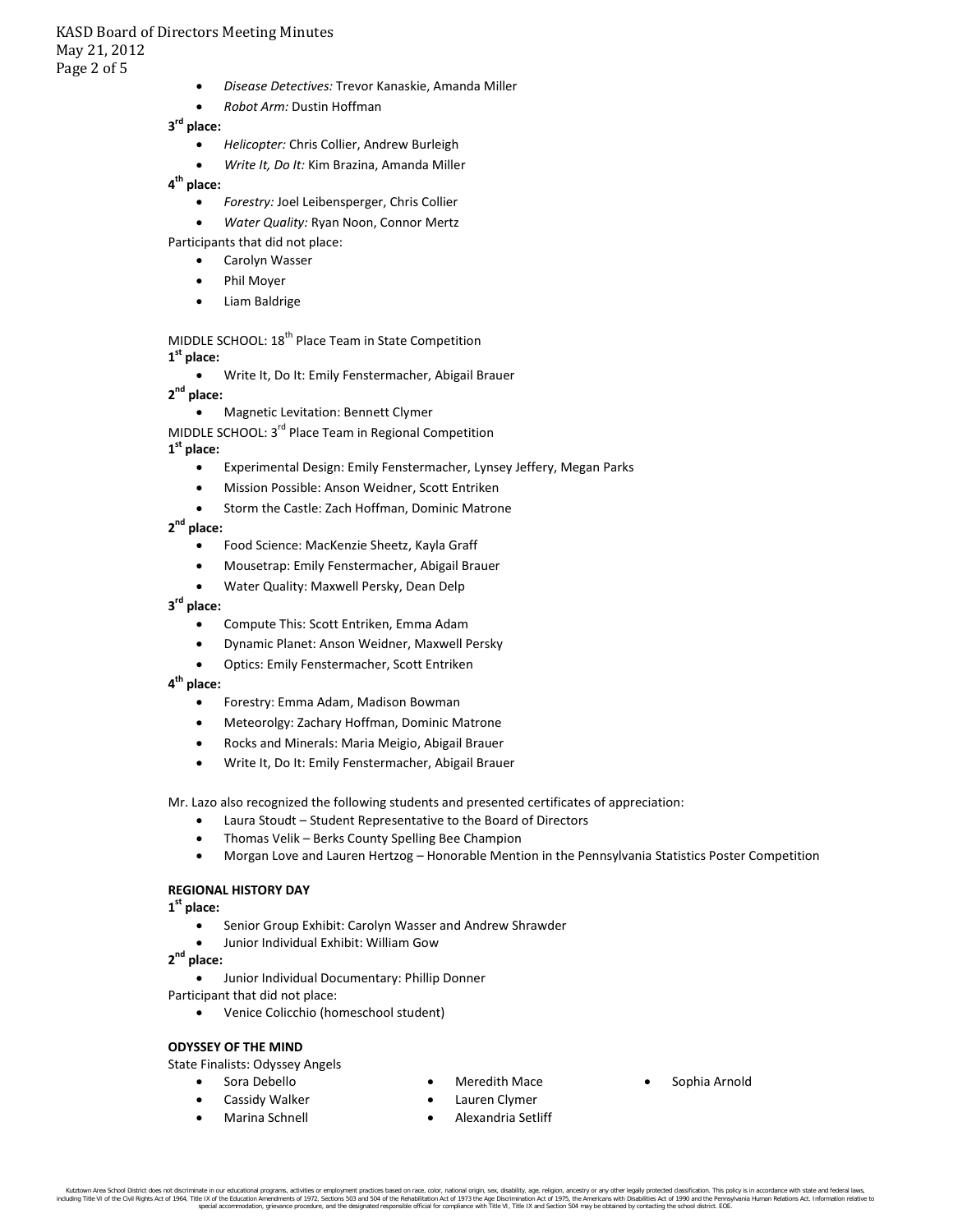- *Disease Detectives:* Trevor Kanaskie, Amanda Miller
- *Robot Arm:* Dustin Hoffman

**3rd place:**

- *Helicopter:* Chris Collier, Andrew Burleigh
- *Write It, Do It:* Kim Brazina, Amanda Miller

**4th place:**

- *Forestry:* Joel Leibensperger, Chris Collier
- *Water Quality:* Ryan Noon, Connor Mertz

Participants that did not place:

- Carolyn Wasser
- Phil Moyer
- Liam Baldrige

MIDDLE SCHOOL: 18th Place Team in State Competition

**1st place:**

- Write It, Do It: Emily Fenstermacher, Abigail Brauer

**2nd place:**

- Magnetic Levitation: Bennett Clymer

MIDDLE SCHOOL: 3rd Place Team in Regional Competition

**1st place:**

- Experimental Design: Emily Fenstermacher, Lynsey Jeffery, Megan Parks
- Mission Possible: Anson Weidner, Scott Entriken
- Storm the Castle: Zach Hoffman, Dominic Matrone

**2nd place:**

- Food Science: MacKenzie Sheetz, Kayla Graff
- Mousetrap: Emily Fenstermacher, Abigail Brauer
- Water Quality: Maxwell Persky, Dean Delp

**3rd place:**

- Compute This: Scott Entriken, Emma Adam
- Dynamic Planet: Anson Weidner, Maxwell Persky
- Optics: Emily Fenstermacher, Scott Entriken

**4th place:**

- Forestry: Emma Adam, Madison Bowman
- Meteorolgy: Zachary Hoffman, Dominic Matrone
- Rocks and Minerals: Maria Meigio, Abigail Brauer
- Write It, Do It: Emily Fenstermacher, Abigail Brauer

Mr. Lazo also recognized the following students and presented certificates of appreciation:

- Laura Stoudt – Student Representative to the Board of Directors
- Thomas Velik – Berks County Spelling Bee Champion
- Morgan Love and Lauren Hertzog – Honorable Mention in the Pennsylvania Statistics Poster Competition

**REGIONAL HISTORY DAY**

**1st place:**

- Senior Group Exhibit: Carolyn Wasser and Andrew Shrawder
- Junior Individual Exhibit: William Gow

**2nd place:**

- Junior Individual Documentary: Phillip Donner

Participant that did not place:

- Venice Colicchio (homeschool student)

**ODYSSEY OF THE MIND**

State Finalists: Odyssey Angels

- Sora Debello
- Cassidy Walker
- Marina Schnell
- Meredith Mace
- Lauren Clymer
- Alexandria Setliff
- Sophia Arnold

Kutztown Area School District does not discriminate in our educational programs, activities or employment practices based on race, color, national origin, sex, disability, age, religion, ancestry or any other legally protected classification. This policy is in accordance with state and federal laws, including Title VI of the Civil Rights Act of 1964, Title IX of the Education Amendments of 1972, Sections 503 and 504 of the Rehabilitation Act of 1973 the Age Discrimination Act of 1975, the Americans with Disabilities Act of 1990 and the Pennsylvania Human Relations Act. Information relative to special accommodation, grievance procedure, and the designated responsible official for compliance with Title VI, Title IX and Section 504 may be obtained by contacting the school district. EOE.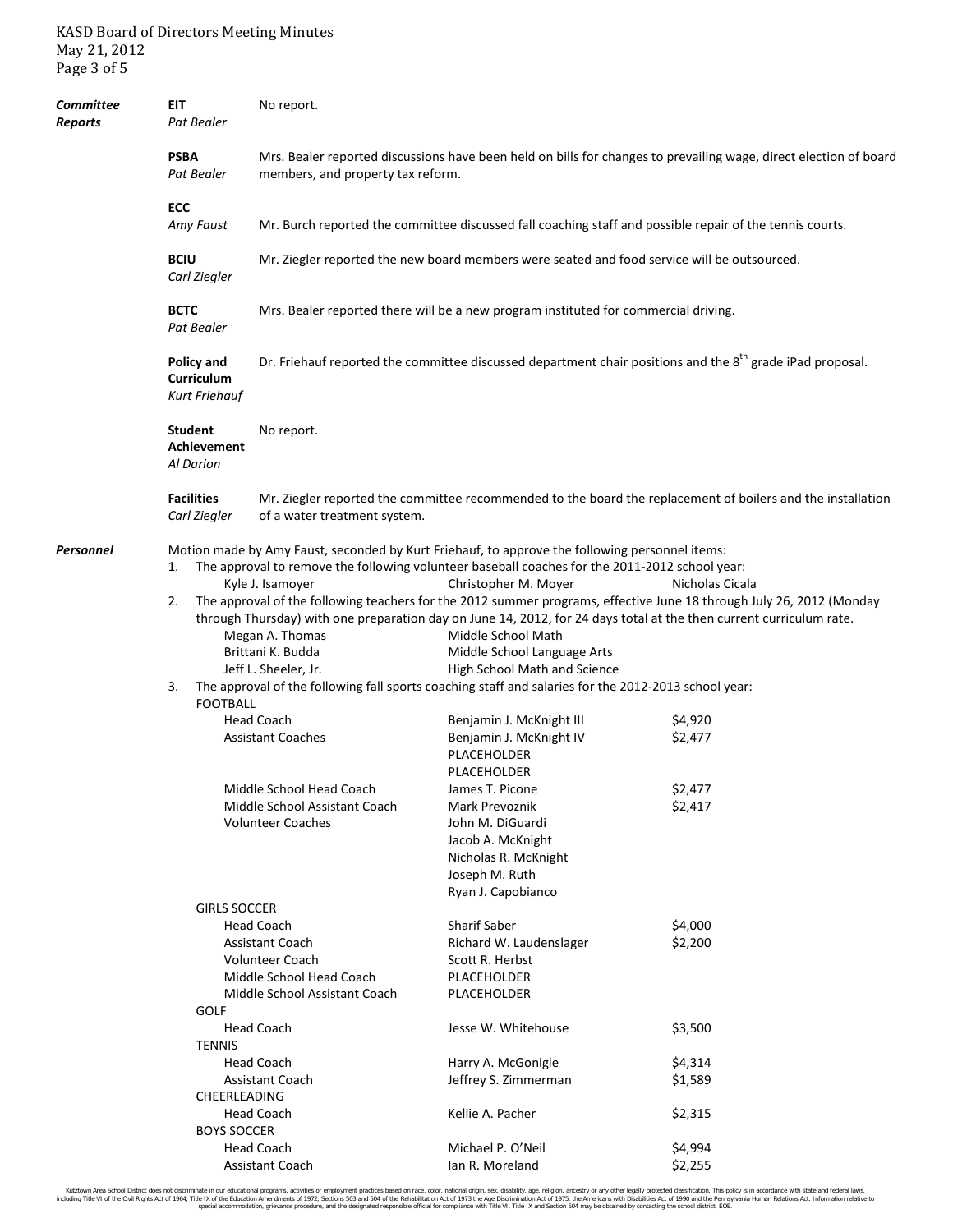## Committee Reports

**EIT**
*Pat Bealer*
No report.

**PSBA**
*Pat Bealer*
Mrs. Bealer reported discussions have been held on bills for changes to prevailing wage, direct election of board members, and property tax reform.

**ECC**
*Amy Faust*
Mr. Burch reported the committee discussed fall coaching staff and possible repair of the tennis courts.

**BCIU**
*Carl Ziegler*
Mr. Ziegler reported the new board members were seated and food service will be outsourced.

**BCTC**
*Pat Bealer*
Mrs. Bealer reported there will be a new program instituted for commercial driving.

**Policy and Curriculum**
*Kurt Friehauf*
Dr. Friehauf reported the committee discussed department chair positions and the 8th grade iPad proposal.

**Student Achievement**
*Al Darion*
No report.

**Facilities**
*Carl Ziegler*
Mr. Ziegler reported the committee recommended to the board the replacement of boilers and the installation of a water treatment system.

## Personnel

Motion made by Amy Faust, seconded by Kurt Friehauf, to approve the following personnel items:

1. The approval to remove the following volunteer baseball coaches for the 2011-2012 school year:

   Kyle J. Isamoyer | Christopher M. Moyer | Nicholas Cicala

2. The approval of the following teachers for the 2012 summer programs, effective June 18 through July 26, 2012 (Monday through Thursday) with one preparation day on June 14, 2012, for 24 days total at the then current curriculum rate.

| Name | Program |
|---|---|
| Megan A. Thomas | Middle School Math |
| Brittani K. Budda | Middle School Language Arts |
| Jeff L. Sheeler, Jr. | High School Math and Science |

3. The approval of the following fall sports coaching staff and salaries for the 2012-2013 school year:

| Position | Name | Salary |
|---|---|---|
| **FOOTBALL** | | |
| Head Coach | Benjamin J. McKnight III | $4,920 |
| Assistant Coaches | Benjamin J. McKnight IV | $2,477 |
| | PLACEHOLDER | |
| | PLACEHOLDER | |
| Middle School Head Coach | James T. Picone | $2,477 |
| Middle School Assistant Coach | Mark Prevoznik | $2,417 |
| Volunteer Coaches | John M. DiGuardi | |
| | Jacob A. McKnight | |
| | Nicholas R. McKnight | |
| | Joseph M. Ruth | |
| | Ryan J. Capobianco | |
| **GIRLS SOCCER** | | |
| Head Coach | Sharif Saber | $4,000 |
| Assistant Coach | Richard W. Laudenslager | $2,200 |
| Volunteer Coach | Scott R. Herbst | |
| Middle School Head Coach | PLACEHOLDER | |
| Middle School Assistant Coach | PLACEHOLDER | |
| **GOLF** | | |
| Head Coach | Jesse W. Whitehouse | $3,500 |
| **TENNIS** | | |
| Head Coach | Harry A. McGonigle | $4,314 |
| Assistant Coach | Jeffrey S. Zimmerman | $1,589 |
| **CHEERLEADING** | | |
| Head Coach | Kellie A. Pacher | $2,315 |
| **BOYS SOCCER** | | |
| Head Coach | Michael P. O'Neil | $4,994 |
| Assistant Coach | Ian R. Moreland | $2,255 |

Kutztown Area School District does not discriminate in our educational programs, activities or employment practices based on race, color, national origin, sex, disability, age, religion, ancestry or any other legally protected classification. This policy is in accordance with state and federal laws, including Title VI of the Civil Rights Act of 1964, Title IX of the Education Amendments of 1972, Sections 503 and 504 of the Rehabilitation Act of 1973 the Age Discrimination Act of 1975, the Americans with Disabilities Act of 1990 and the Pennsylvania Human Relations Act. Information relative to special accommodation, grievance procedure, and the designated responsible official for compliance with Title VI, Title IX and Section 504 may be obtained by contacting the school district. EOE.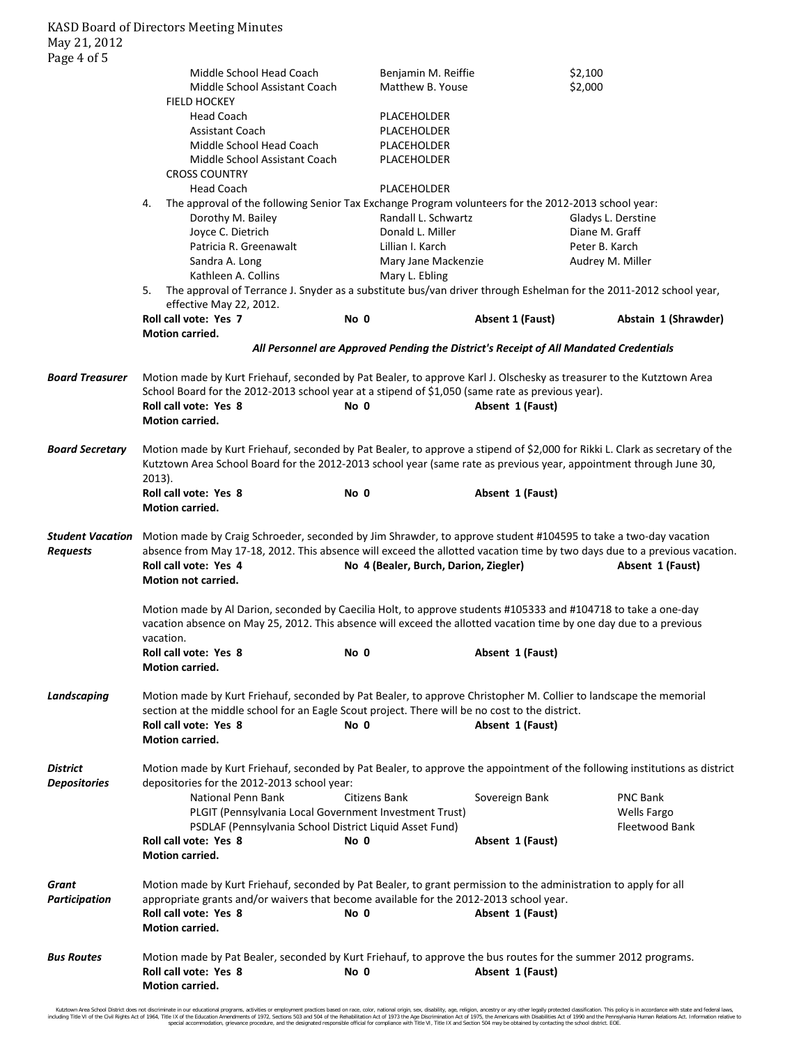| | | |
|---|---|---|
| Middle School Head Coach | Benjamin M. Reiffie | $2,100 |
| Middle School Assistant Coach | Matthew B. Youse | $2,000 |
| FIELD HOCKEY | | |
| Head Coach | PLACEHOLDER | |
| Assistant Coach | PLACEHOLDER | |
| Middle School Head Coach | PLACEHOLDER | |
| Middle School Assistant Coach | PLACEHOLDER | |
| CROSS COUNTRY | | |
| Head Coach | PLACEHOLDER | |

4. The approval of the following Senior Tax Exchange Program volunteers for the 2012-2013 school year:

| | | |
|---|---|---|
| Dorothy M. Bailey | Randall L. Schwartz | Gladys L. Derstine |
| Joyce C. Dietrich | Donald L. Miller | Diane M. Graff |
| Patricia R. Greenawalt | Lillian I. Karch | Peter B. Karch |
| Sandra A. Long | Mary Jane Mackenzie | Audrey M. Miller |
| Kathleen A. Collins | Mary L. Ebling | |

5. The approval of Terrance J. Snyder as a substitute bus/van driver through Eshelman for the 2011-2012 school year, effective May 22, 2012.

**Roll call vote: Yes 7** **No 0** **Absent 1 (Faust)** **Abstain 1 (Shrawder)**
**Motion carried.**

***All Personnel are Approved Pending the District's Receipt of All Mandated Credentials***

***Board Treasurer***

Motion made by Kurt Friehauf, seconded by Pat Bealer, to approve Karl J. Olschesky as treasurer to the Kutztown Area School Board for the 2012-2013 school year at a stipend of $1,050 (same rate as previous year).
**Roll call vote: Yes 8** **No 0** **Absent 1 (Faust)**
**Motion carried.**

***Board Secretary***

Motion made by Kurt Friehauf, seconded by Pat Bealer, to approve a stipend of $2,000 for Rikki L. Clark as secretary of the Kutztown Area School Board for the 2012-2013 school year (same rate as previous year, appointment through June 30, 2013).
**Roll call vote: Yes 8** **No 0** **Absent 1 (Faust)**
**Motion carried.**

***Student Vacation Requests***

Motion made by Craig Schroeder, seconded by Jim Shrawder, to approve student #104595 to take a two-day vacation absence from May 17-18, 2012. This absence will exceed the allotted vacation time by two days due to a previous vacation.
**Roll call vote: Yes 4** **No 4 (Bealer, Burch, Darion, Ziegler)** **Absent 1 (Faust)**
**Motion not carried.**

Motion made by Al Darion, seconded by Caecilia Holt, to approve students #105333 and #104718 to take a one-day vacation absence on May 25, 2012. This absence will exceed the allotted vacation time by one day due to a previous vacation.
**Roll call vote: Yes 8** **No 0** **Absent 1 (Faust)**
**Motion carried.**

***Landscaping***

Motion made by Kurt Friehauf, seconded by Pat Bealer, to approve Christopher M. Collier to landscape the memorial section at the middle school for an Eagle Scout project. There will be no cost to the district.
**Roll call vote: Yes 8** **No 0** **Absent 1 (Faust)**
**Motion carried.**

***District Depositories***

Motion made by Kurt Friehauf, seconded by Pat Bealer, to approve the appointment of the following institutions as district depositories for the 2012-2013 school year:

| | | | |
|---|---|---|---|
| National Penn Bank | Citizens Bank | Sovereign Bank | PNC Bank |
| PLGIT (Pennsylvania Local Government Investment Trust) | | | Wells Fargo |
| PSDLAF (Pennsylvania School District Liquid Asset Fund) | | | Fleetwood Bank |

**Roll call vote: Yes 8** **No 0** **Absent 1 (Faust)**
**Motion carried.**

***Grant Participation***

Motion made by Kurt Friehauf, seconded by Pat Bealer, to grant permission to the administration to apply for all appropriate grants and/or waivers that become available for the 2012-2013 school year.
**Roll call vote: Yes 8** **No 0** **Absent 1 (Faust)**
**Motion carried.**

***Bus Routes***

Motion made by Pat Bealer, seconded by Kurt Friehauf, to approve the bus routes for the summer 2012 programs.
**Roll call vote: Yes 8** **No 0** **Absent 1 (Faust)**
**Motion carried.**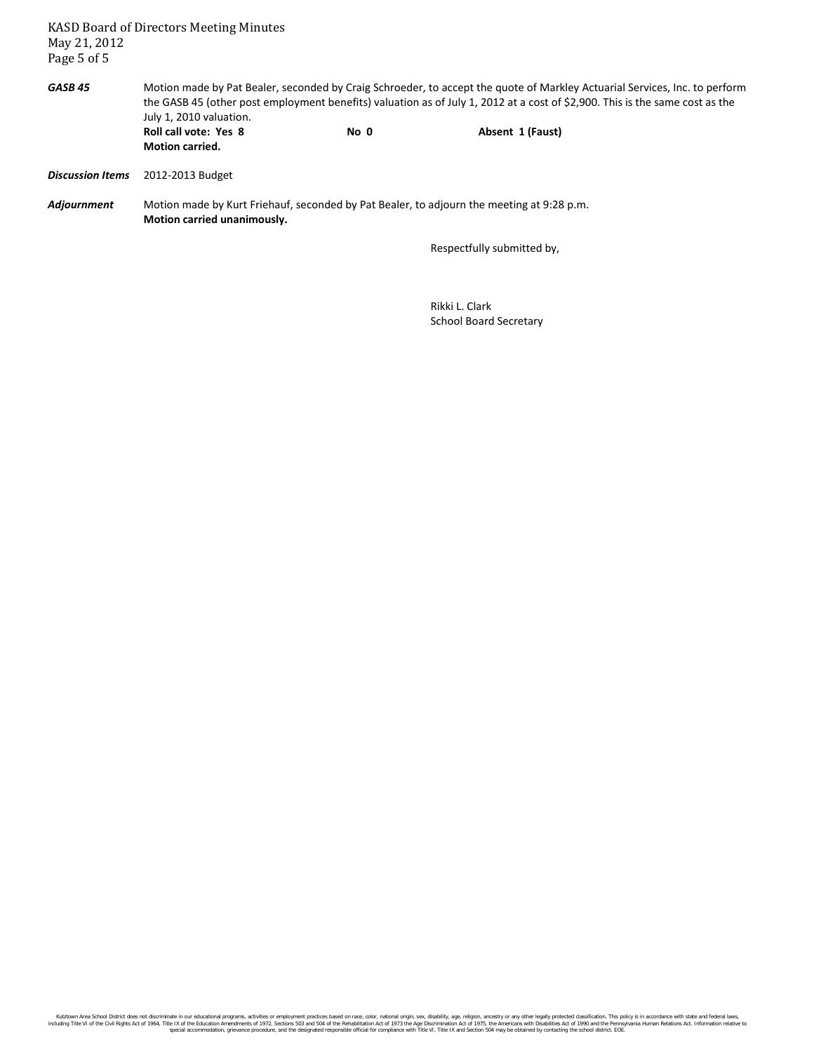***GASB 45***

Motion made by Pat Bealer, seconded by Craig Schroeder, to accept the quote of Markley Actuarial Services, Inc. to perform the GASB 45 (other post employment benefits) valuation as of July 1, 2012 at a cost of $2,900. This is the same cost as the July 1, 2010 valuation.

**Roll call vote: Yes 8 No 0 Absent 1 (Faust)**
**Motion carried.**

***Discussion Items***

2012-2013 Budget

***Adjournment***

Motion made by Kurt Friehauf, seconded by Pat Bealer, to adjourn the meeting at 9:28 p.m.
**Motion carried unanimously.**

Respectfully submitted by,

Rikki L. Clark
School Board Secretary

Kutztown Area School District does not discriminate in our educational programs, activities or employment practices based on race, color, national origin, sex, disability, age, religion, ancestry or any other legally protected classification. This policy is in accordance with state and federal laws, including Title VI of the Civil Rights Act of 1964, Title IX of the Education Amendments of 1972, Sections 503 and 504 of the Rehabilitation Act of 1973 the Age Discrimination Act of 1975, the Americans with Disabilities Act of 1990 and the Pennsylvania Human Relations Act. Information relative to special accommodation, grievance procedure, and the designated responsible official for compliance with Title VI, Title IX and Section 504 may be obtained by contacting the school district. EOE.